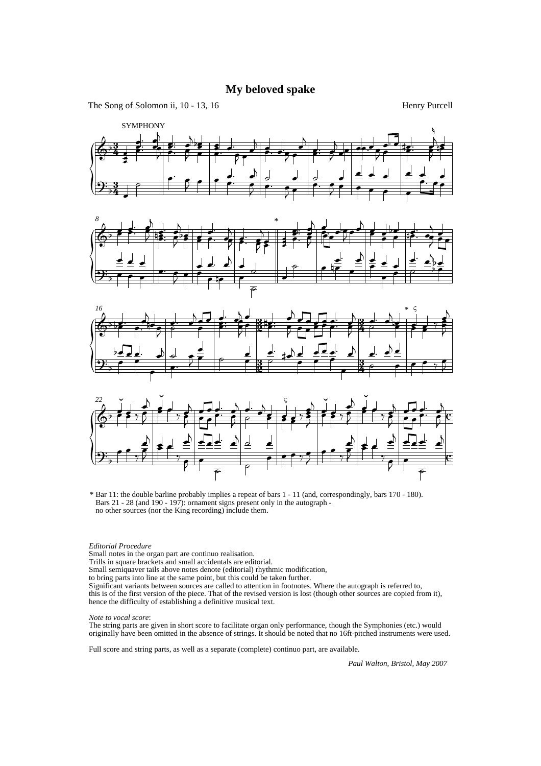# My beloved spake

The Song of Solomon ii, 10 - 13, 16

Henry Purcell

SYMPHONY

* Bar 11: the double barline probably implies a repeat of bars 1 - 11 (and, correspondingly, bars 170 - 180).
Bars 21 - 28 (and 190 - 197): ornament signs present only in the autograph -
no other sources (nor the King recording) include them.

*Editorial Procedure*
Small notes in the organ part are continuo realisation.
Trills in square brackets and small accidentals are editorial.
Small semiquaver tails above notes denote (editorial) rhythmic modification,
to bring parts into line at the same point, but this could be taken further.
Significant variants between sources are called to attention in footnotes. Where the autograph is referred to,
this is of the first version of the piece. That of the revised version is lost (though other sources are copied from it),
hence the difficulty of establishing a definitive musical text.

*Note to vocal score*:
The string parts are given in short score to facilitate organ only performance, though the Symphonies (etc.) would
originally have been omitted in the absence of strings. It should be noted that no 16ft-pitched instruments were used.

Full score and string parts, as well as a separate (complete) continuo part, are available.

*Paul Walton, Bristol, May 2007*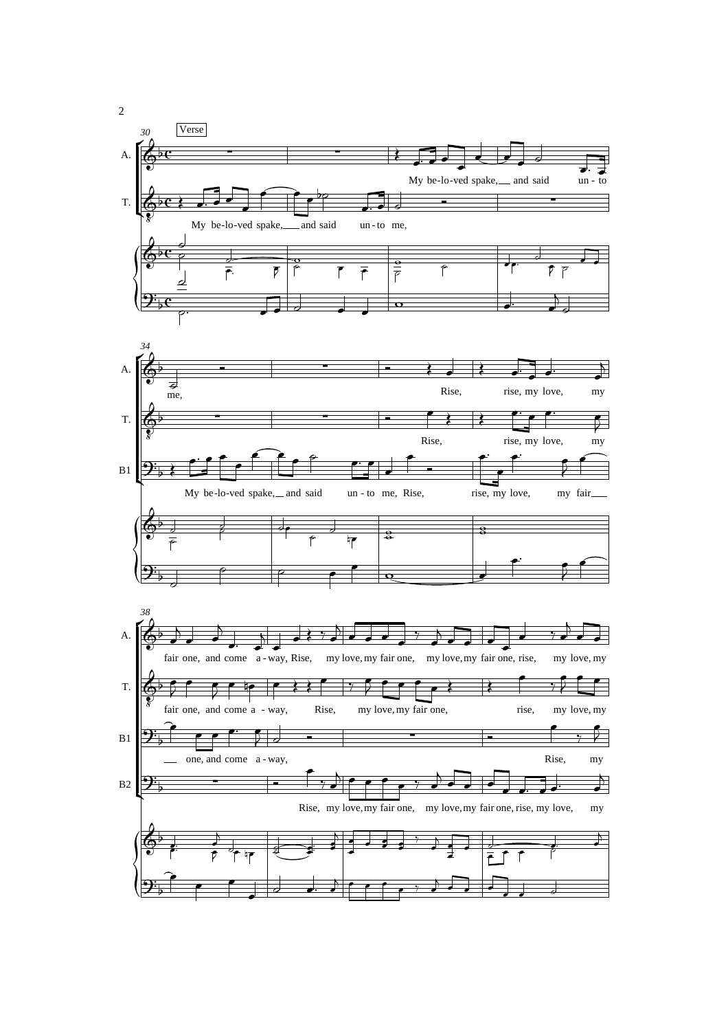Verse

A. My be-lo-ved spake, and said un-to me, Rise, rise, my love, my fair one, and come a-way, Rise, my love, my fair one, my love, my fair one, rise, my love, my

T. My be-lo-ved spake, and said un-to me, Rise, rise, my love, my fair one, and come a-way, Rise, my love, my fair one, rise, my love, my

B1 My be-lo-ved spake, and said un-to me, Rise, rise, my love, my fair one, and come a-way, Rise, my

B2 Rise, my love, my fair one, my love, my fair one, rise, my love, my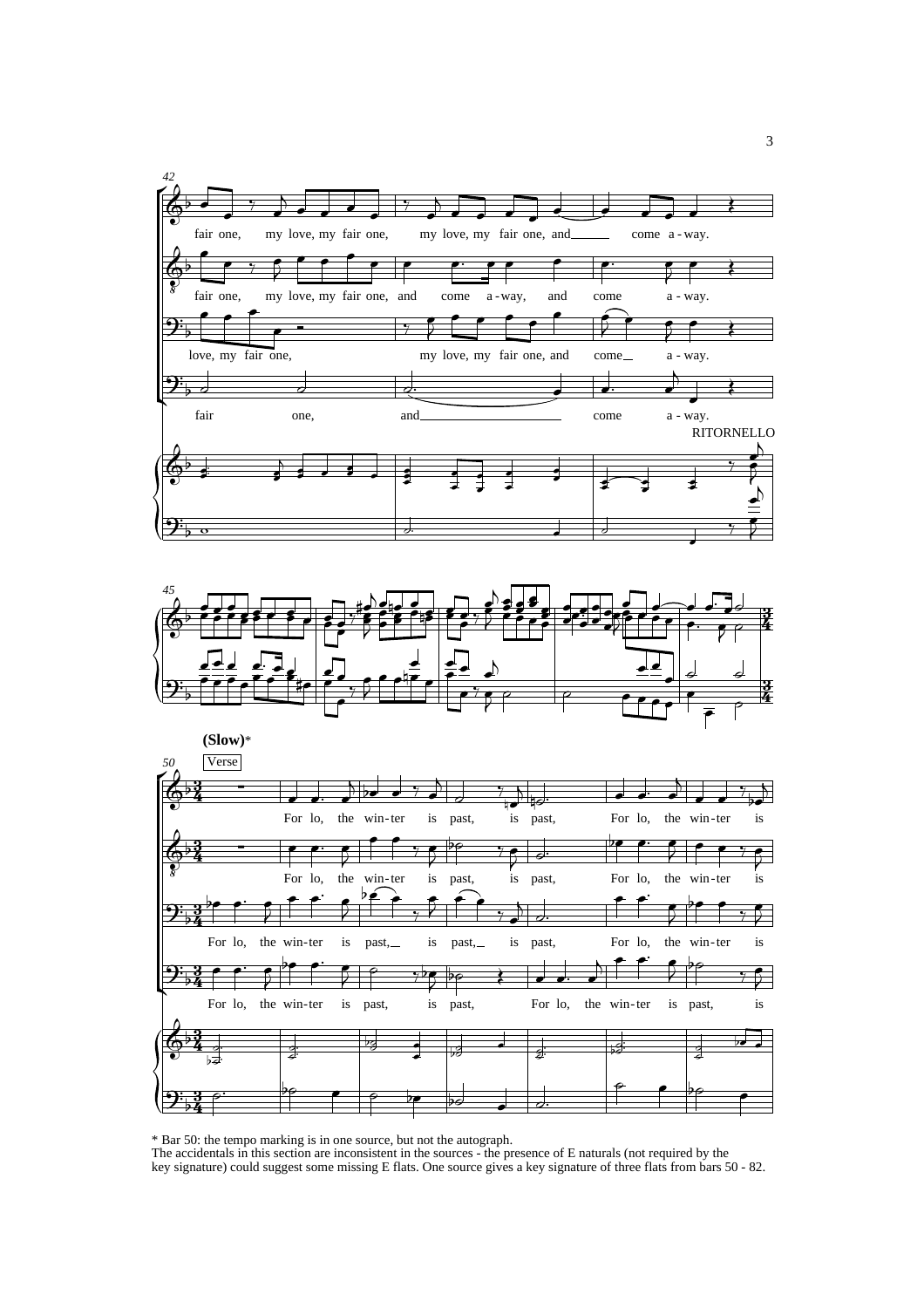* Bar 50: the tempo marking is in one source, but not the autograph.
The accidentals in this section are inconsistent in the sources - the presence of E naturals (not required by the key signature) could suggest some missing E flats. One source gives a key signature of three flats from bars 50 - 82.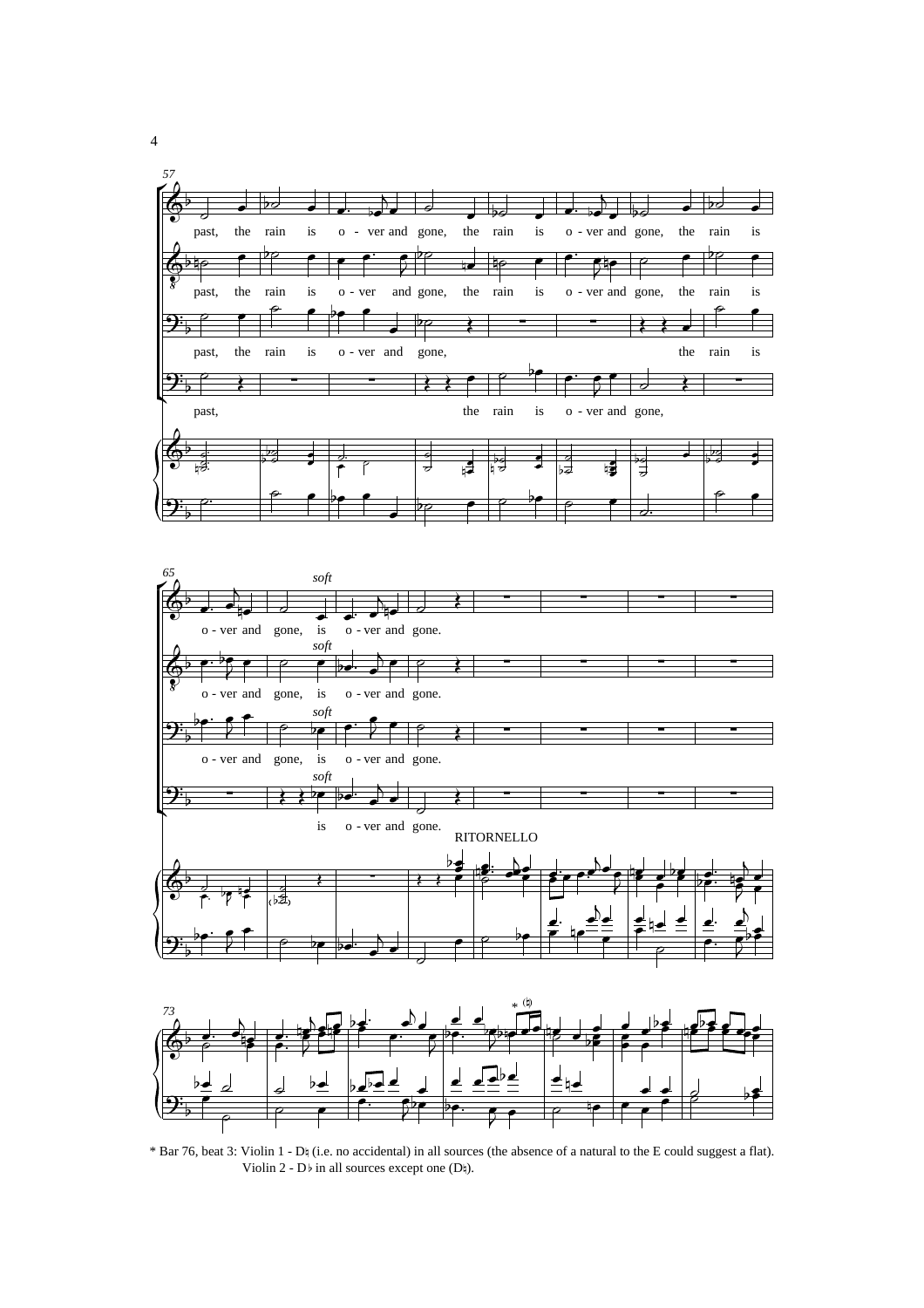* Bar 76, beat 3: Violin 1 - D♮ (i.e. no accidental) in all sources (the absence of a natural to the E could suggest a flat). Violin 2 - D♭ in all sources except one (D♮).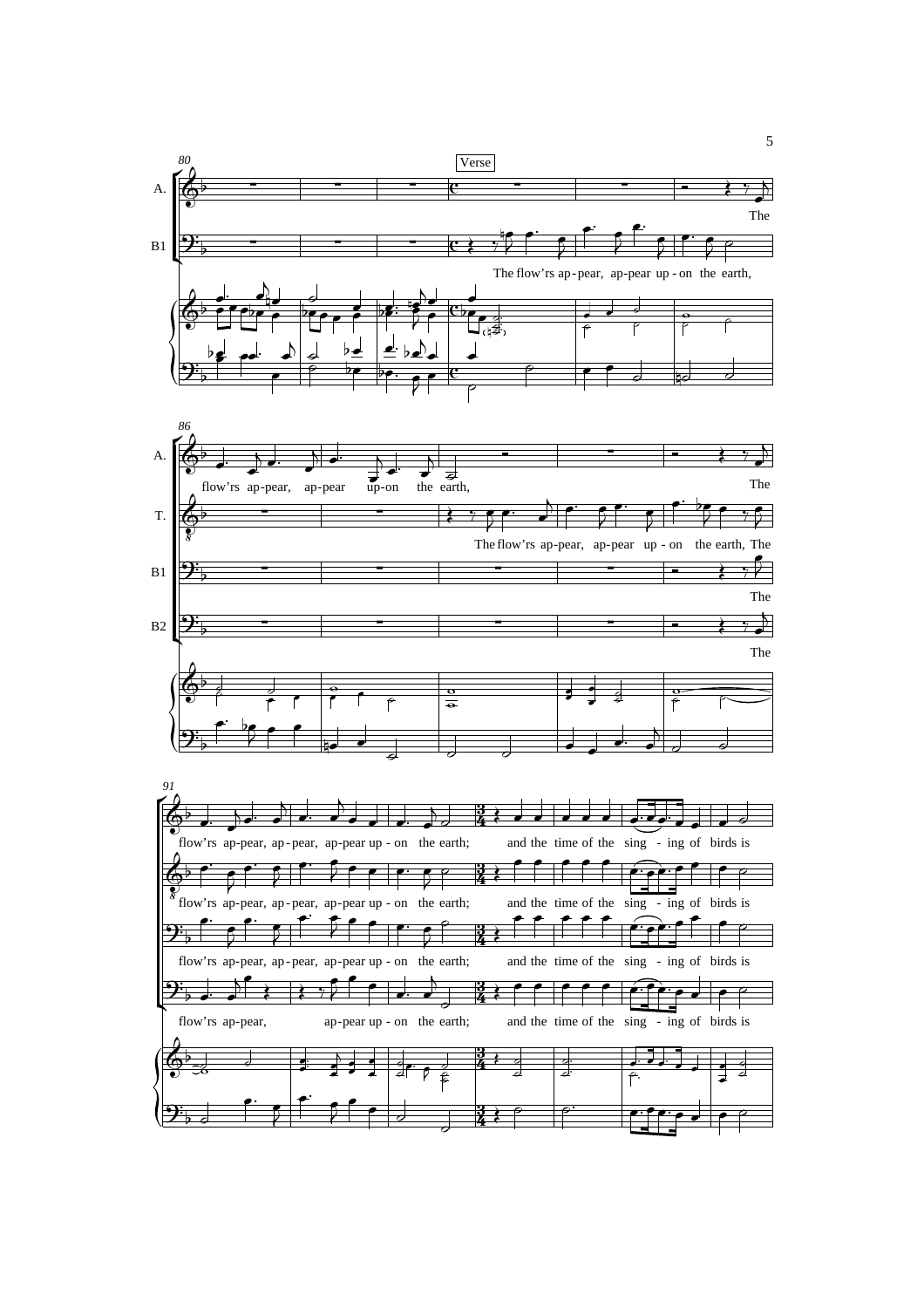80

Verse

A.

The

B1

The flow'rs ap-pear, ap-pear up - on the earth,

86

A.

flow'rs ap-pear, ap-pear up-on the earth,

The

T.

The flow'rs ap-pear, ap-pear up - on the earth, The

B1

The

B2

The

91

flow'rs ap-pear, ap - pear, ap-pear up - on the earth; and the time of the sing - ing of birds is

flow'rs ap-pear, ap - pear, ap-pear up - on the earth; and the time of the sing - ing of birds is

flow'rs ap-pear, ap - pear, ap-pear up - on the earth; and the time of the sing - ing of birds is

flow'rs ap-pear, ap-pear up - on the earth; and the time of the sing - ing of birds is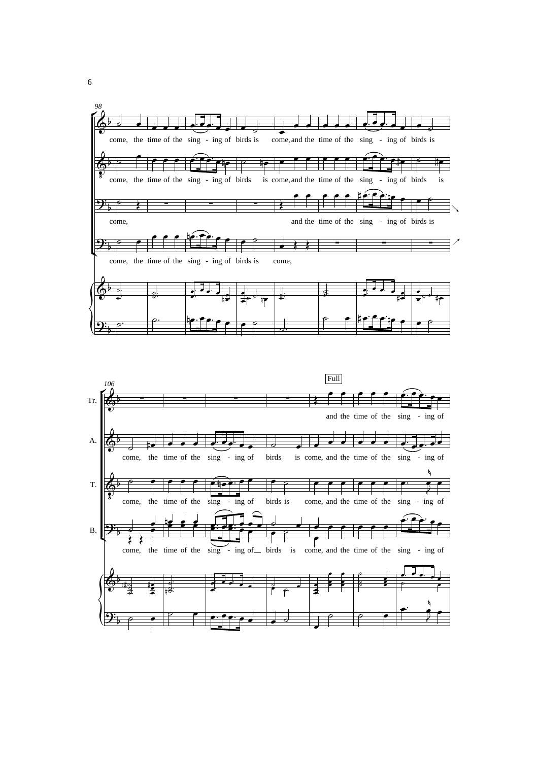98

come, the time of the sing - ing of birds is come, and the time of the sing - ing of birds is

come, the time of the sing - ing of birds is come, and the time of the sing - ing of birds is

come, and the time of the sing - ing of birds is

come, the time of the sing - ing of birds is come,

106

Full

Tr. and the time of the sing - ing of

A. come, the time of the sing - ing of birds is come, and the time of the sing - ing of

T. come, the time of the sing - ing of birds is come, and the time of the sing - ing of

B. come, the time of the sing - ing of birds is come, and the time of the sing - ing of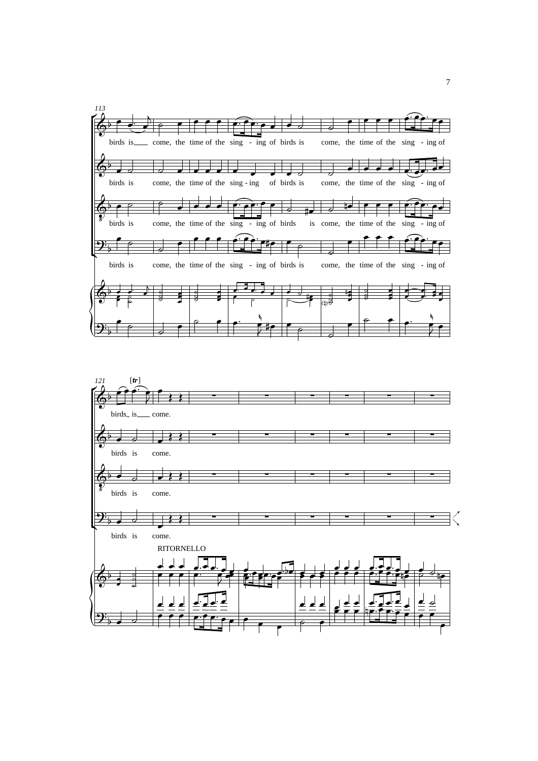113

birds is come, the time of the sing - ing of birds is come, the time of the sing - ing of

birds is come, the time of the sing - ing of birds is come, the time of the sing - ing of

birds is come, the time of the sing - ing of birds is come, the time of the sing - ing of

birds is come, the time of the sing - ing of birds is come, the time of the sing - ing of

121

[tr]

birds is come.

birds is come.

birds is come.

birds is come.

RITORNELLO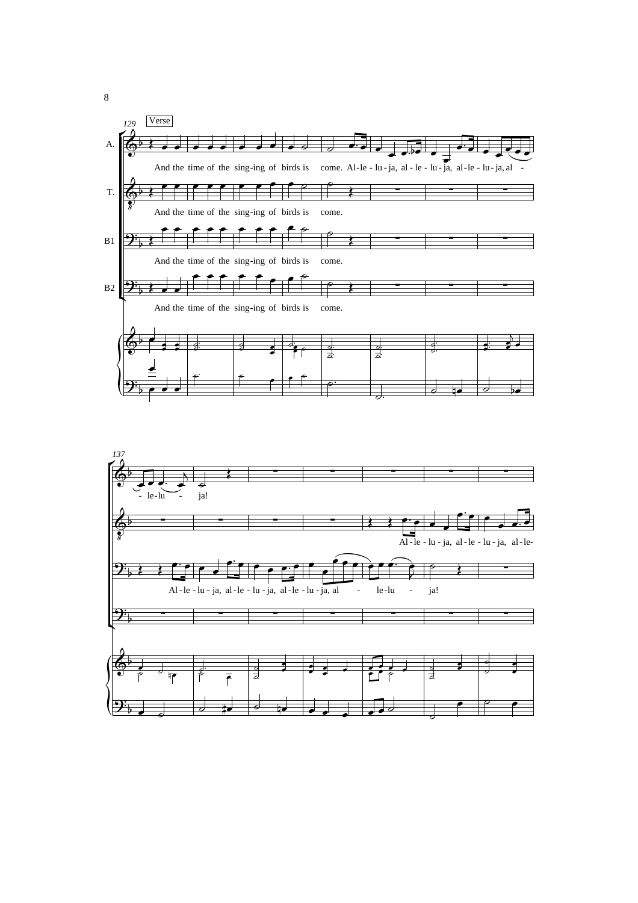Verse

A. And the time of the sing-ing of birds is come. Al-le-lu-ja, al-le-lu-ja, al-le-lu-ja, al - le-lu - ja!

T. And the time of the sing-ing of birds is come. Al-le-lu-ja, al-le-lu-ja, al-le-

B1 And the time of the sing-ing of birds is come. Al-le-lu-ja, al-le-lu-ja, al-le-lu-ja, al - le-lu - ja!

B2 And the time of the sing-ing of birds is come.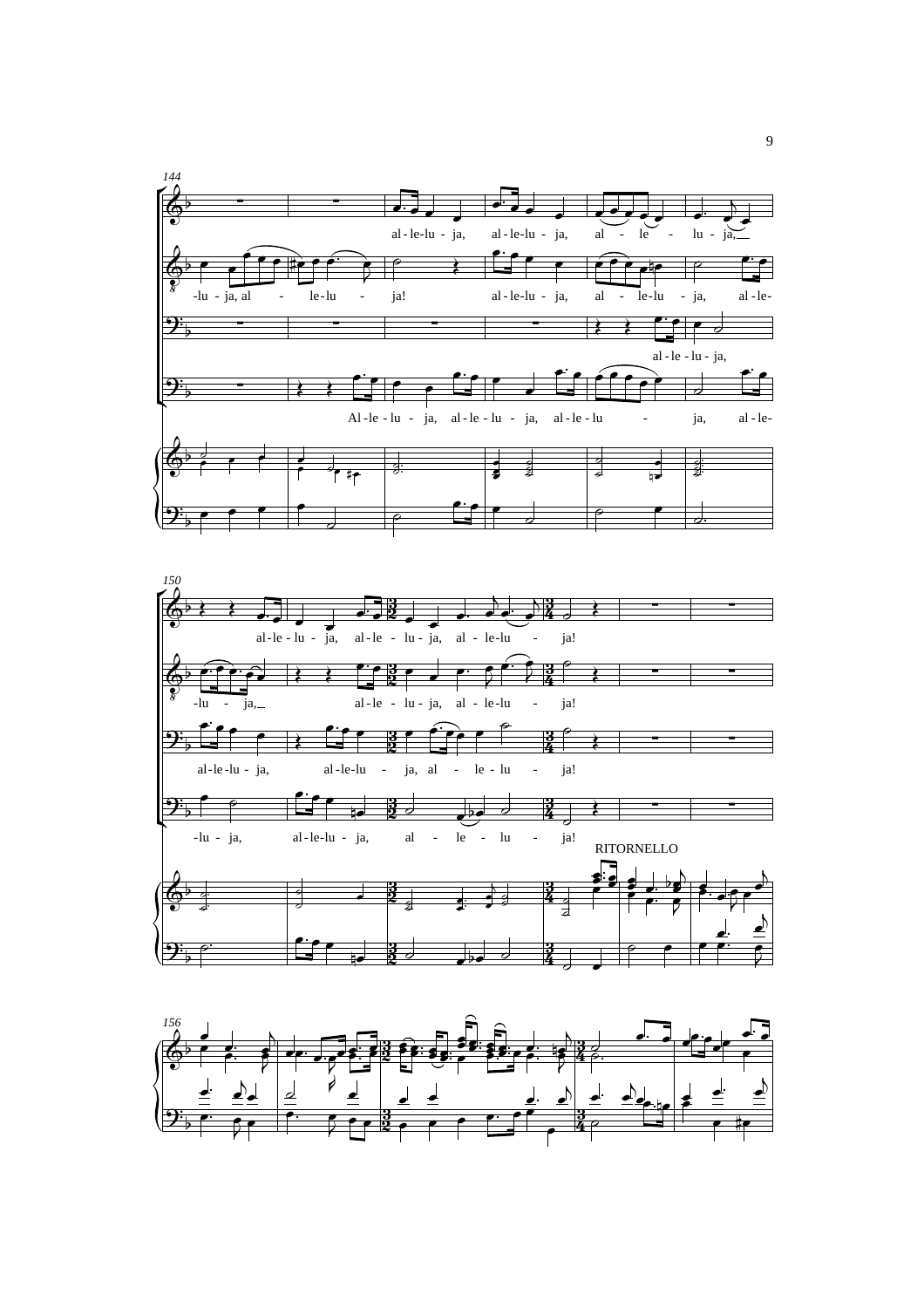144

al - le-lu - ja, al - le-lu - ja, al - le - lu - ja,

-lu - ja, al - le-lu - ja! al - le-lu - ja, al - le-lu - ja, al - le-

al - le - lu - ja,

Al - le - lu - ja, al - le - lu - ja, al - le - lu - ja, al - le-

150

al - le - lu - ja, al - le - lu - ja, al - le-lu - ja!

-lu - ja, al - le - lu - ja, al - le-lu - ja!

al - le-lu - ja, al - le-lu - ja, al - le - lu - ja!

-lu - ja, al - le-lu - ja, al - le - lu - ja!

RITORNELLO

156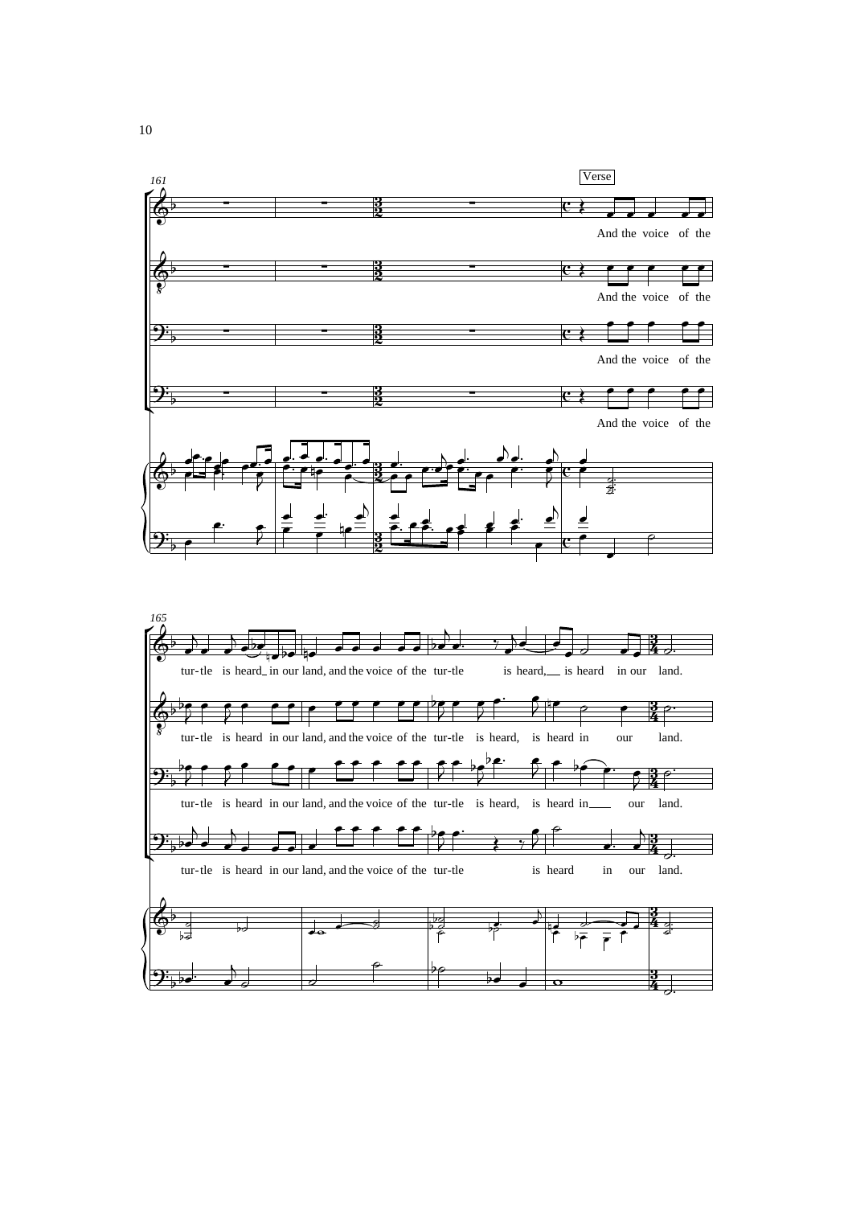161

Verse

And the voice of the

And the voice of the

And the voice of the

And the voice of the

165

tur-tle is heard in our land, and the voice of the tur-tle is heard, is heard in our land.

tur-tle is heard in our land, and the voice of the tur-tle is heard, is heard in our land.

tur-tle is heard in our land, and the voice of the tur-tle is heard, is heard in our land.

tur-tle is heard in our land, and the voice of the tur-tle is heard in our land.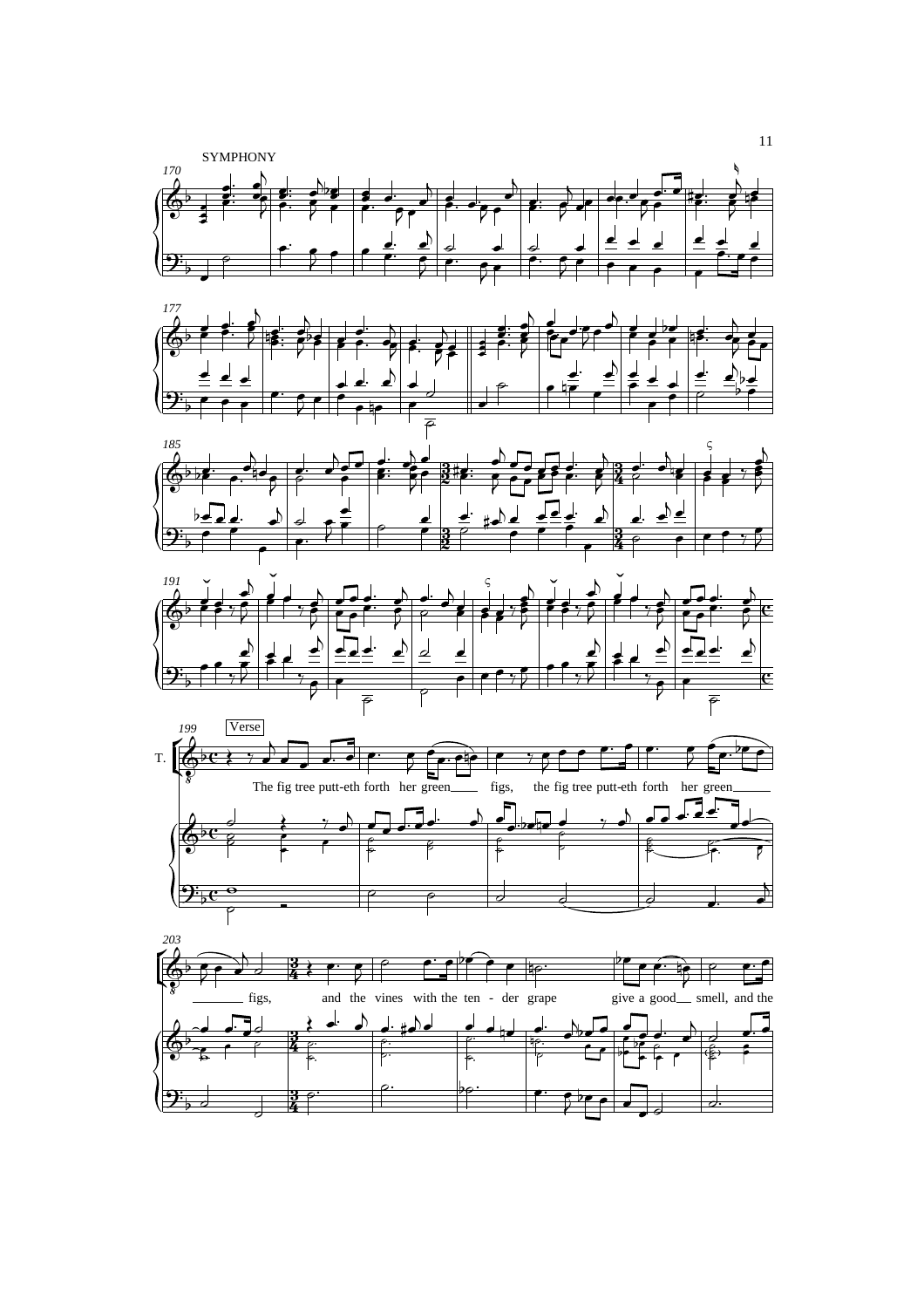SYMPHONY

Verse

T.

The fig tree putt-eth forth her green figs, the fig tree putt-eth forth her green figs, and the vines with the ten - der grape give a good smell, and the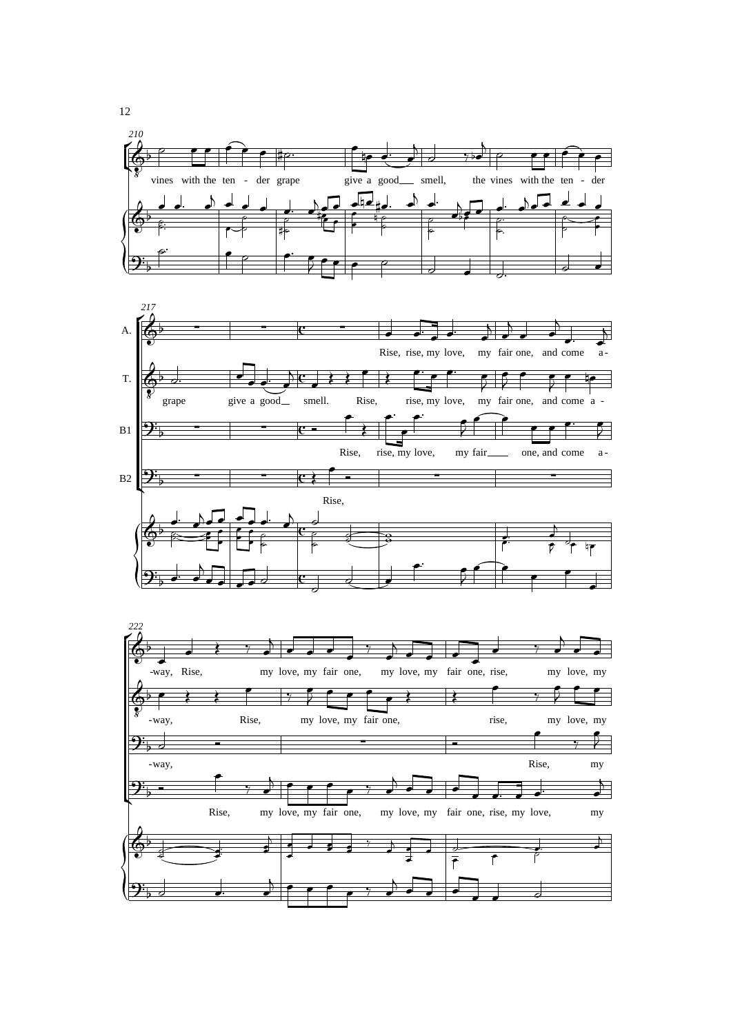210

vines with the ten - der grape give a good smell, the vines with the ten - der

217

A. Rise, rise, my love, my fair one, and come a-

T. grape give a good smell. Rise, rise, my love, my fair one, and come a -

B1 Rise, rise, my love, my fair one, and come a-

B2 Rise,

222

-way, Rise, my love, my fair one, my love, my fair one, rise, my love, my

-way, Rise, my love, my fair one, rise, my love, my

-way, Rise, my

Rise, my love, my fair one, my love, my fair one, rise, my love, my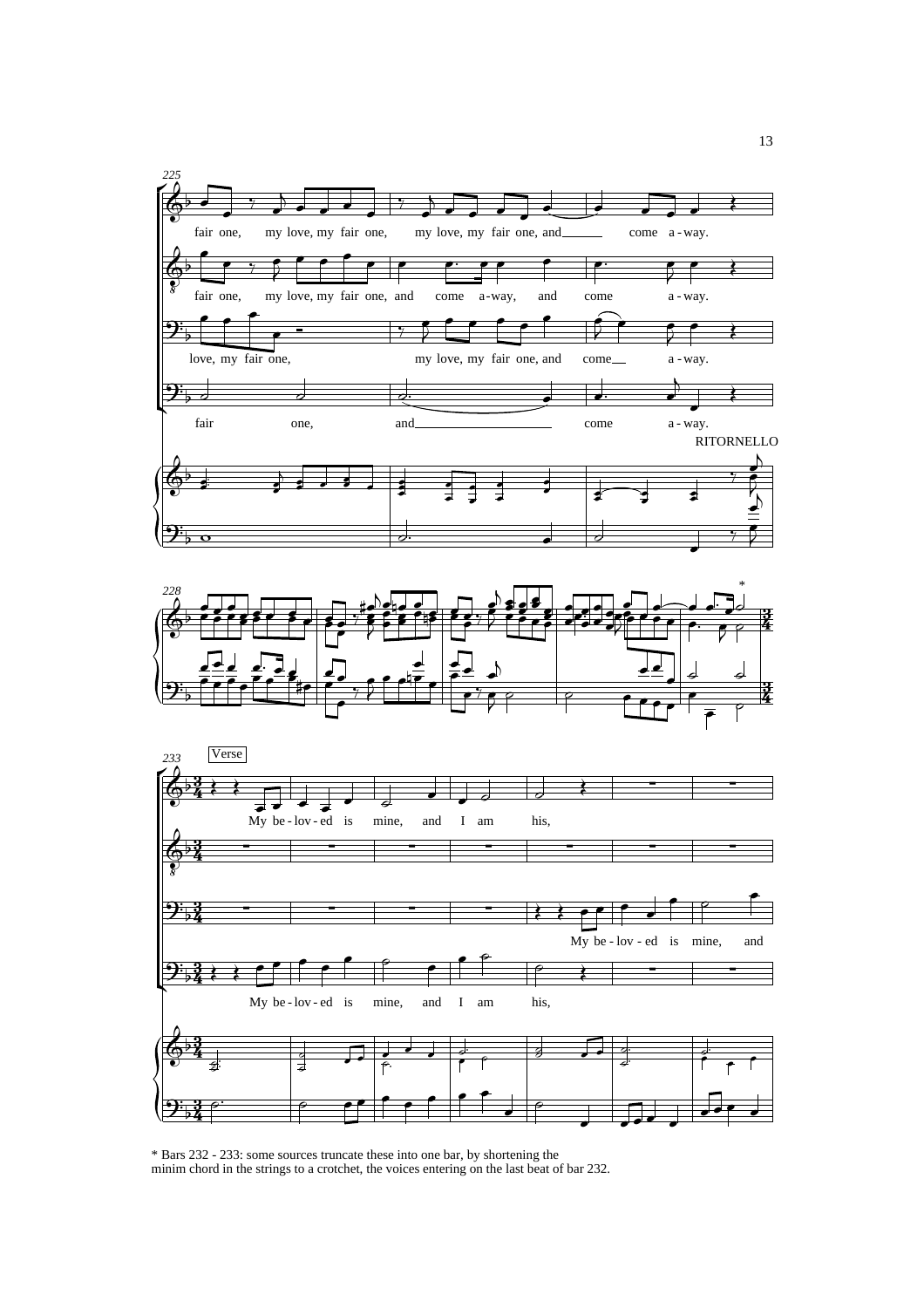fair one, my love, my fair one, my love, my fair one, and come a-way.

fair one, my love, my fair one, and come a-way, and come a-way.

love, my fair one, my love, my fair one, and come a-way.

fair one, and come a-way.

RITORNELLO

Verse

My be-lov-ed is mine, and I am his,

My be-lov-ed is mine, and

My be-lov-ed is mine, and I am his,

\* Bars 232 - 233: some sources truncate these into one bar, by shortening the minim chord in the strings to a crotchet, the voices entering on the last beat of bar 232.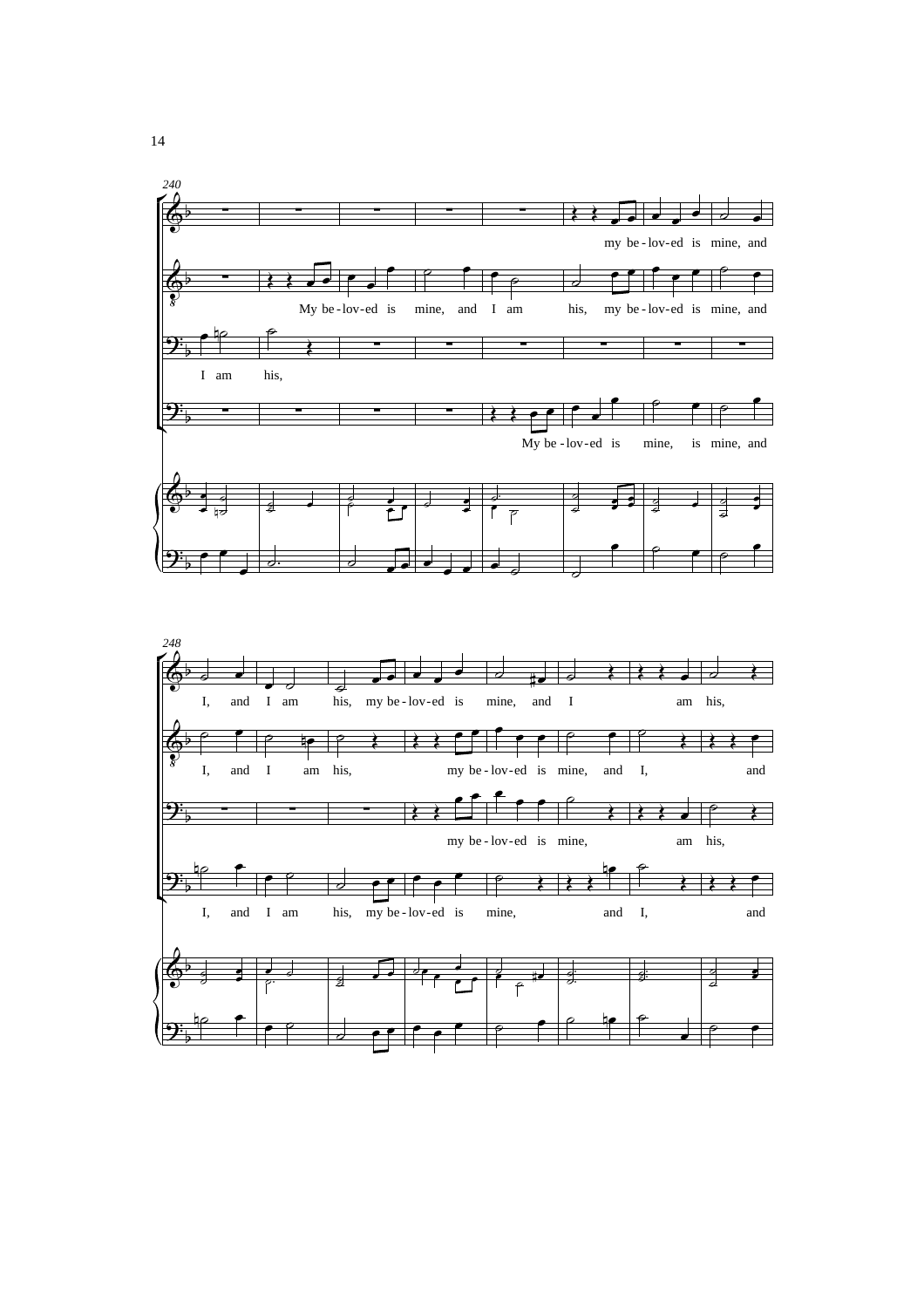240

my be-lov-ed is mine, and

My be-lov-ed is mine, and I am his, my be-lov-ed is mine, and

I am his,

My be-lov-ed is mine, is mine, and

248

I, and I am his, my be-lov-ed is mine, and I am his,

I, and I am his, my be-lov-ed is mine, and I, and

my be-lov-ed is mine, am his,

I, and I am his, my be-lov-ed is mine, and I, and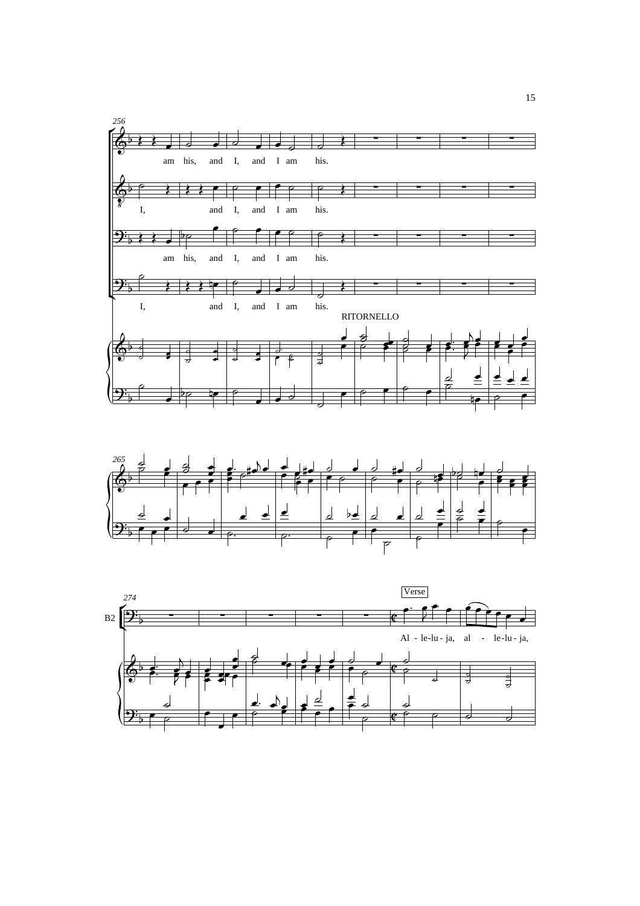256

am his, and I, and I am his.

I, and I, and I am his.

am his, and I, and I am his.

I, and I, and I am his.

RITORNELLO

265

274

B2

Verse

Al - le-lu - ja, al - le-lu - ja,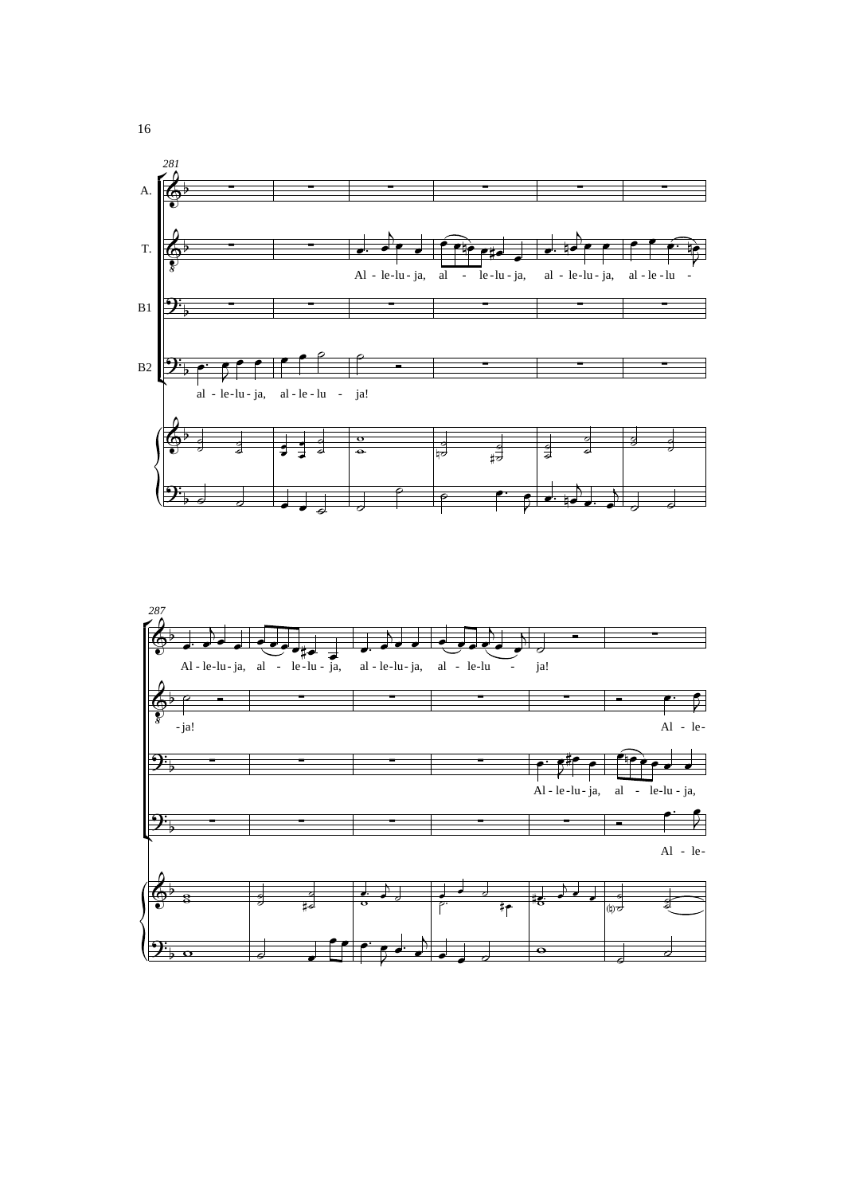281

A.

T. Al - le-lu - ja, al - le-lu - ja, al - le-lu - ja, al - le - lu -

B1

B2 al - le-lu - ja, al - le - lu - ja!

287

Al - le-lu - ja, al - le - lu - ja, al - le-lu - ja, al - le-lu - ja!

- ja! Al - le-

Al - le-lu - ja, al - le-lu - ja,

Al - le-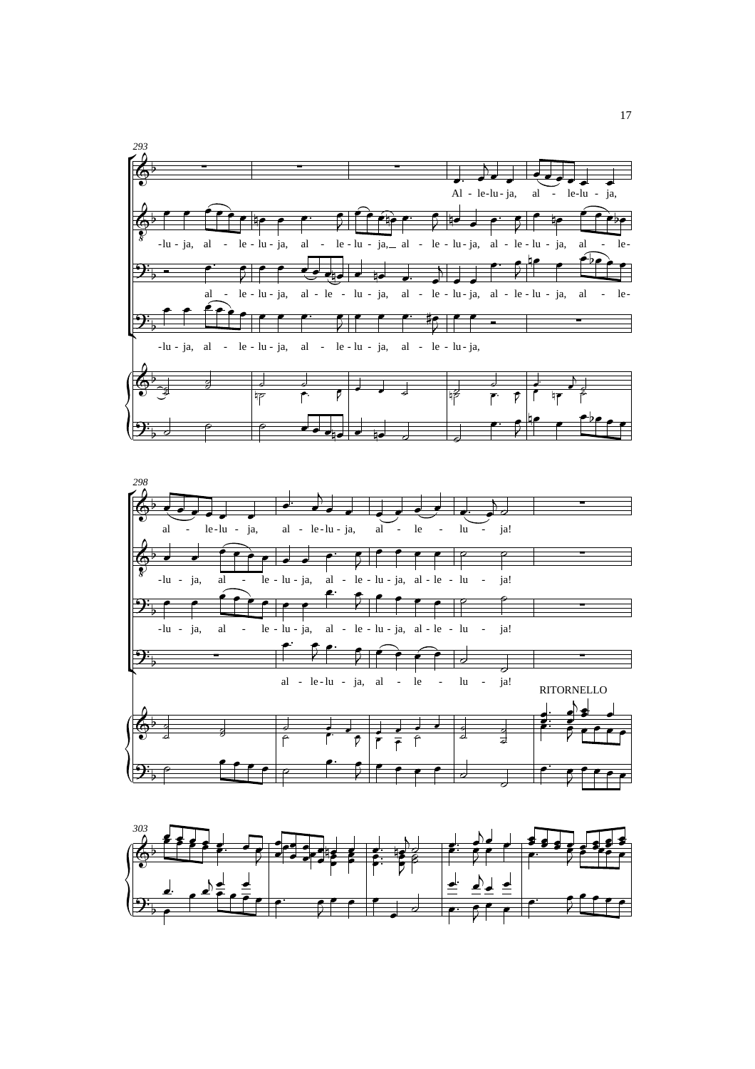293

Al - le-lu - ja, al - le-lu - ja,

-lu - ja, al - le - lu - ja, al - le - lu - ja, al - le - lu - ja, al - le - lu - ja, al - le-

al - le - lu - ja, al - le - lu - ja, al - le - lu - ja, al - le - lu - ja, al - le-

-lu - ja, al - le - lu - ja, al - le - lu - ja, al - le - lu - ja,

298

al - le-lu - ja, al - le-lu - ja, al - le - lu - ja!

-lu - ja, al - le - lu - ja, al - le - lu - ja, al - le - lu - ja!

-lu - ja, al - le - lu - ja, al - le - lu - ja, al - le - lu - ja!

al - le-lu - ja, al - le - lu - ja!

RITORNELLO

303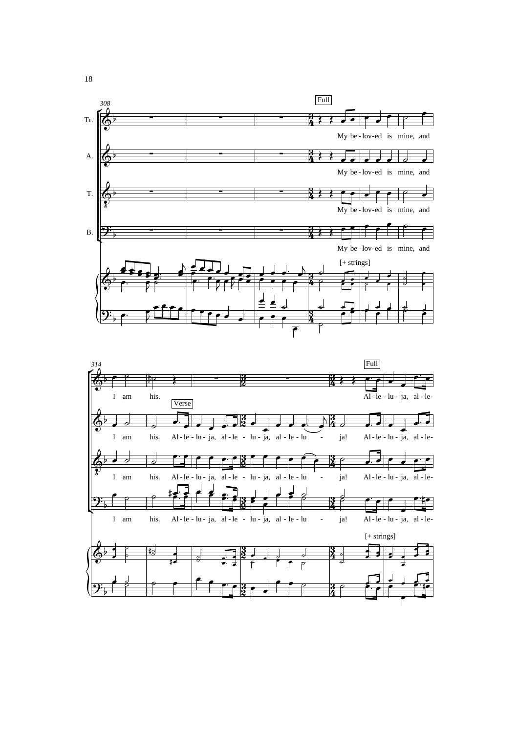308

Full

Tr. My be - lov - ed is mine, and

A. My be - lov - ed is mine, and

T. My be - lov - ed is mine, and

B. My be - lov - ed is mine, and

[+ strings]

314

Full

Tr. I am his. Al - le - lu - ja, al - le-

Verse

A. I am his. Al - le - lu - ja, al - le - lu - ja, al - le - lu - ja! Al - le - lu - ja, al - le-

T. I am his. Al - le - lu - ja, al - le - lu - ja, al - le - lu - ja! Al - le - lu - ja, al - le-

B. I am his. Al - le - lu - ja, al - le - lu - ja, al - le - lu - ja! Al - le - lu - ja, al - le-

[+ strings]